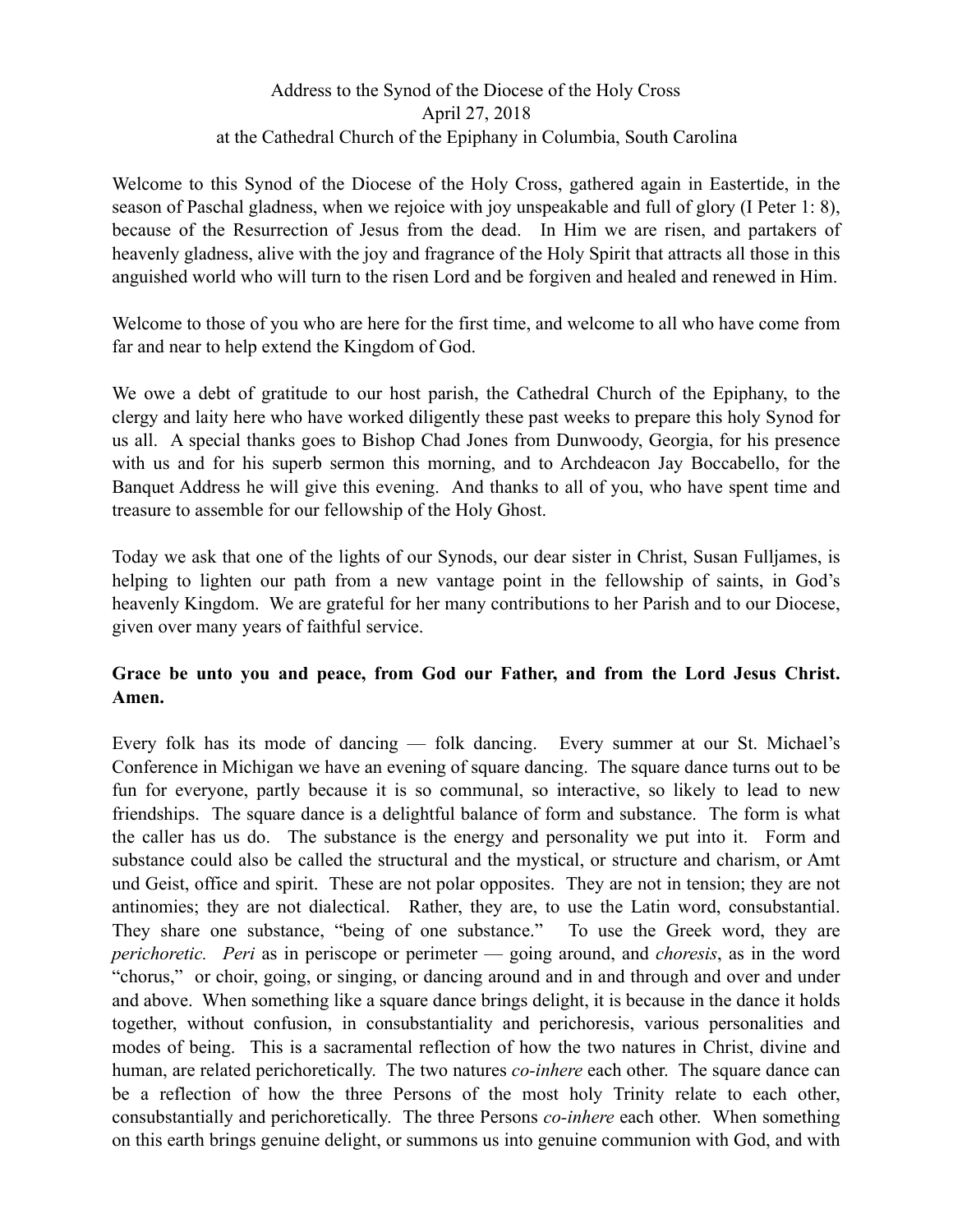Address to the Synod of the Diocese of the Holy Cross  
April 27, 2018  
at the Cathedral Church of the Epiphany in Columbia, South Carolina

Welcome to this Synod of the Diocese of the Holy Cross, gathered again in Eastertide, in the season of Paschal gladness, when we rejoice with joy unspeakable and full of glory (I Peter 1: 8), because of the Resurrection of Jesus from the dead. In Him we are risen, and partakers of heavenly gladness, alive with the joy and fragrance of the Holy Spirit that attracts all those in this anguished world who will turn to the risen Lord and be forgiven and healed and renewed in Him.

Welcome to those of you who are here for the first time, and welcome to all who have come from far and near to help extend the Kingdom of God.

We owe a debt of gratitude to our host parish, the Cathedral Church of the Epiphany, to the clergy and laity here who have worked diligently these past weeks to prepare this holy Synod for us all. A special thanks goes to Bishop Chad Jones from Dunwoody, Georgia, for his presence with us and for his superb sermon this morning, and to Archdeacon Jay Boccabello, for the Banquet Address he will give this evening. And thanks to all of you, who have spent time and treasure to assemble for our fellowship of the Holy Ghost.

Today we ask that one of the lights of our Synods, our dear sister in Christ, Susan Fulljames, is helping to lighten our path from a new vantage point in the fellowship of saints, in God's heavenly Kingdom. We are grateful for her many contributions to her Parish and to our Diocese, given over many years of faithful service.

**Grace be unto you and peace, from God our Father, and from the Lord Jesus Christ. Amen.**

Every folk has its mode of dancing — folk dancing. Every summer at our St. Michael's Conference in Michigan we have an evening of square dancing. The square dance turns out to be fun for everyone, partly because it is so communal, so interactive, so likely to lead to new friendships. The square dance is a delightful balance of form and substance. The form is what the caller has us do. The substance is the energy and personality we put into it. Form and substance could also be called the structural and the mystical, or structure and charism, or Amt und Geist, office and spirit. These are not polar opposites. They are not in tension; they are not antinomies; they are not dialectical. Rather, they are, to use the Latin word, consubstantial. They share one substance, "being of one substance." To use the Greek word, they are *perichoretic. Peri* as in periscope or perimeter — going around, and *choresis*, as in the word "chorus," or choir, going, or singing, or dancing around and in and through and over and under and above. When something like a square dance brings delight, it is because in the dance it holds together, without confusion, in consubstantiality and perichoresis, various personalities and modes of being. This is a sacramental reflection of how the two natures in Christ, divine and human, are related perichoretically. The two natures *co-inhere* each other. The square dance can be a reflection of how the three Persons of the most holy Trinity relate to each other, consubstantially and perichoretically. The three Persons *co-inhere* each other. When something on this earth brings genuine delight, or summons us into genuine communion with God, and with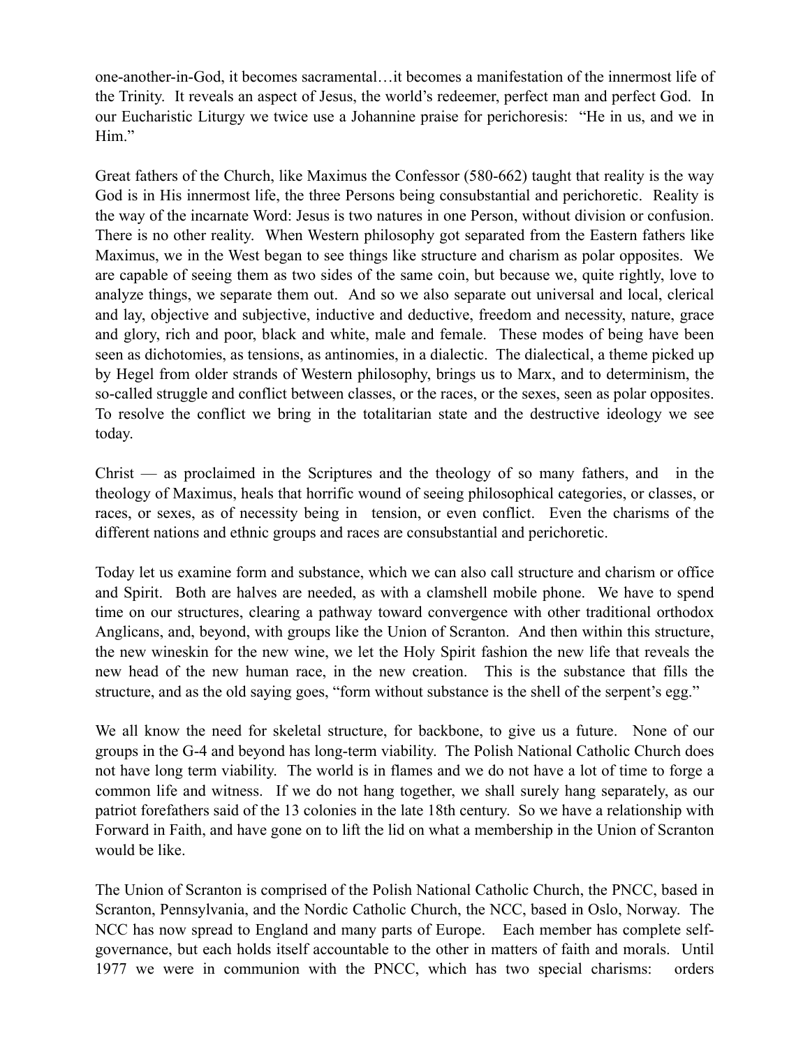one-another-in-God, it becomes sacramental…it becomes a manifestation of the innermost life of the Trinity. It reveals an aspect of Jesus, the world's redeemer, perfect man and perfect God. In our Eucharistic Liturgy we twice use a Johannine praise for perichoresis: "He in us, and we in Him."

Great fathers of the Church, like Maximus the Confessor (580-662) taught that reality is the way God is in His innermost life, the three Persons being consubstantial and perichoretic. Reality is the way of the incarnate Word: Jesus is two natures in one Person, without division or confusion. There is no other reality. When Western philosophy got separated from the Eastern fathers like Maximus, we in the West began to see things like structure and charism as polar opposites. We are capable of seeing them as two sides of the same coin, but because we, quite rightly, love to analyze things, we separate them out. And so we also separate out universal and local, clerical and lay, objective and subjective, inductive and deductive, freedom and necessity, nature, grace and glory, rich and poor, black and white, male and female. These modes of being have been seen as dichotomies, as tensions, as antinomies, in a dialectic. The dialectical, a theme picked up by Hegel from older strands of Western philosophy, brings us to Marx, and to determinism, the so-called struggle and conflict between classes, or the races, or the sexes, seen as polar opposites. To resolve the conflict we bring in the totalitarian state and the destructive ideology we see today.

Christ — as proclaimed in the Scriptures and the theology of so many fathers, and in the theology of Maximus, heals that horrific wound of seeing philosophical categories, or classes, or races, or sexes, as of necessity being in tension, or even conflict. Even the charisms of the different nations and ethnic groups and races are consubstantial and perichoretic.

Today let us examine form and substance, which we can also call structure and charism or office and Spirit. Both are halves are needed, as with a clamshell mobile phone. We have to spend time on our structures, clearing a pathway toward convergence with other traditional orthodox Anglicans, and, beyond, with groups like the Union of Scranton. And then within this structure, the new wineskin for the new wine, we let the Holy Spirit fashion the new life that reveals the new head of the new human race, in the new creation. This is the substance that fills the structure, and as the old saying goes, "form without substance is the shell of the serpent's egg."

We all know the need for skeletal structure, for backbone, to give us a future. None of our groups in the G-4 and beyond has long-term viability. The Polish National Catholic Church does not have long term viability. The world is in flames and we do not have a lot of time to forge a common life and witness. If we do not hang together, we shall surely hang separately, as our patriot forefathers said of the 13 colonies in the late 18th century. So we have a relationship with Forward in Faith, and have gone on to lift the lid on what a membership in the Union of Scranton would be like.

The Union of Scranton is comprised of the Polish National Catholic Church, the PNCC, based in Scranton, Pennsylvania, and the Nordic Catholic Church, the NCC, based in Oslo, Norway. The NCC has now spread to England and many parts of Europe. Each member has complete self-governance, but each holds itself accountable to the other in matters of faith and morals. Until 1977 we were in communion with the PNCC, which has two special charisms: orders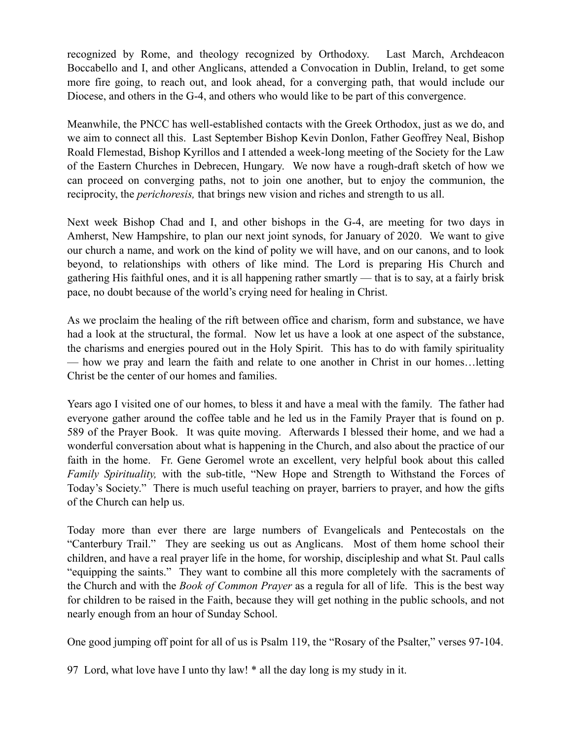recognized by Rome, and theology recognized by Orthodoxy. Last March, Archdeacon Boccabello and I, and other Anglicans, attended a Convocation in Dublin, Ireland, to get some more fire going, to reach out, and look ahead, for a converging path, that would include our Diocese, and others in the G-4, and others who would like to be part of this convergence.

Meanwhile, the PNCC has well-established contacts with the Greek Orthodox, just as we do, and we aim to connect all this. Last September Bishop Kevin Donlon, Father Geoffrey Neal, Bishop Roald Flemestad, Bishop Kyrillos and I attended a week-long meeting of the Society for the Law of the Eastern Churches in Debrecen, Hungary. We now have a rough-draft sketch of how we can proceed on converging paths, not to join one another, but to enjoy the communion, the reciprocity, the *perichoresis,* that brings new vision and riches and strength to us all.

Next week Bishop Chad and I, and other bishops in the G-4, are meeting for two days in Amherst, New Hampshire, to plan our next joint synods, for January of 2020. We want to give our church a name, and work on the kind of polity we will have, and on our canons, and to look beyond, to relationships with others of like mind. The Lord is preparing His Church and gathering His faithful ones, and it is all happening rather smartly — that is to say, at a fairly brisk pace, no doubt because of the world's crying need for healing in Christ.

As we proclaim the healing of the rift between office and charism, form and substance, we have had a look at the structural, the formal. Now let us have a look at one aspect of the substance, the charisms and energies poured out in the Holy Spirit. This has to do with family spirituality — how we pray and learn the faith and relate to one another in Christ in our homes…letting Christ be the center of our homes and families.

Years ago I visited one of our homes, to bless it and have a meal with the family. The father had everyone gather around the coffee table and he led us in the Family Prayer that is found on p. 589 of the Prayer Book. It was quite moving. Afterwards I blessed their home, and we had a wonderful conversation about what is happening in the Church, and also about the practice of our faith in the home. Fr. Gene Geromel wrote an excellent, very helpful book about this called *Family Spirituality,* with the sub-title, "New Hope and Strength to Withstand the Forces of Today's Society." There is much useful teaching on prayer, barriers to prayer, and how the gifts of the Church can help us.

Today more than ever there are large numbers of Evangelicals and Pentecostals on the "Canterbury Trail." They are seeking us out as Anglicans. Most of them home school their children, and have a real prayer life in the home, for worship, discipleship and what St. Paul calls "equipping the saints." They want to combine all this more completely with the sacraments of the Church and with the *Book of Common Prayer* as a regula for all of life. This is the best way for children to be raised in the Faith, because they will get nothing in the public schools, and not nearly enough from an hour of Sunday School.

One good jumping off point for all of us is Psalm 119, the "Rosary of the Psalter," verses 97-104.

97 Lord, what love have I unto thy law! * all the day long is my study in it.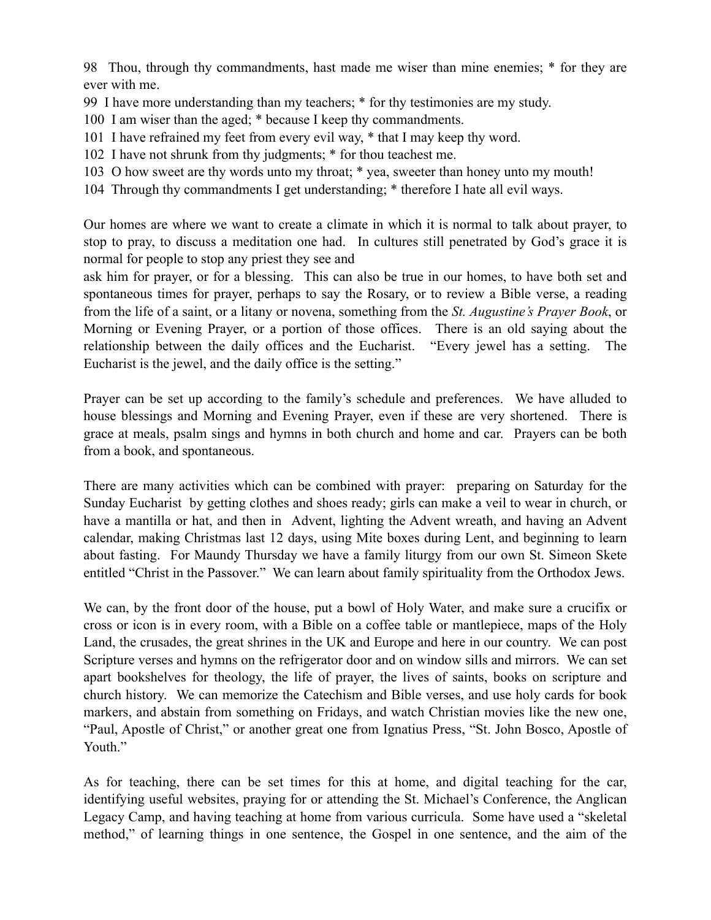98 Thou, through thy commandments, hast made me wiser than mine enemies; * for they are ever with me.
99 I have more understanding than my teachers; * for thy testimonies are my study.
100 I am wiser than the aged; * because I keep thy commandments.
101 I have refrained my feet from every evil way, * that I may keep thy word.
102 I have not shrunk from thy judgments; * for thou teachest me.
103 O how sweet are thy words unto my throat; * yea, sweeter than honey unto my mouth!
104 Through thy commandments I get understanding; * therefore I hate all evil ways.

Our homes are where we want to create a climate in which it is normal to talk about prayer, to stop to pray, to discuss a meditation one had. In cultures still penetrated by God's grace it is normal for people to stop any priest they see and
ask him for prayer, or for a blessing. This can also be true in our homes, to have both set and spontaneous times for prayer, perhaps to say the Rosary, or to review a Bible verse, a reading from the life of a saint, or a litany or novena, something from the *St. Augustine's Prayer Book*, or Morning or Evening Prayer, or a portion of those offices. There is an old saying about the relationship between the daily offices and the Eucharist. "Every jewel has a setting. The Eucharist is the jewel, and the daily office is the setting."

Prayer can be set up according to the family's schedule and preferences. We have alluded to house blessings and Morning and Evening Prayer, even if these are very shortened. There is grace at meals, psalm sings and hymns in both church and home and car. Prayers can be both from a book, and spontaneous.

There are many activities which can be combined with prayer: preparing on Saturday for the Sunday Eucharist by getting clothes and shoes ready; girls can make a veil to wear in church, or have a mantilla or hat, and then in Advent, lighting the Advent wreath, and having an Advent calendar, making Christmas last 12 days, using Mite boxes during Lent, and beginning to learn about fasting. For Maundy Thursday we have a family liturgy from our own St. Simeon Skete entitled "Christ in the Passover." We can learn about family spirituality from the Orthodox Jews.

We can, by the front door of the house, put a bowl of Holy Water, and make sure a crucifix or cross or icon is in every room, with a Bible on a coffee table or mantlepiece, maps of the Holy Land, the crusades, the great shrines in the UK and Europe and here in our country. We can post Scripture verses and hymns on the refrigerator door and on window sills and mirrors. We can set apart bookshelves for theology, the life of prayer, the lives of saints, books on scripture and church history. We can memorize the Catechism and Bible verses, and use holy cards for book markers, and abstain from something on Fridays, and watch Christian movies like the new one, "Paul, Apostle of Christ," or another great one from Ignatius Press, "St. John Bosco, Apostle of Youth."

As for teaching, there can be set times for this at home, and digital teaching for the car, identifying useful websites, praying for or attending the St. Michael's Conference, the Anglican Legacy Camp, and having teaching at home from various curricula. Some have used a "skeletal method," of learning things in one sentence, the Gospel in one sentence, and the aim of the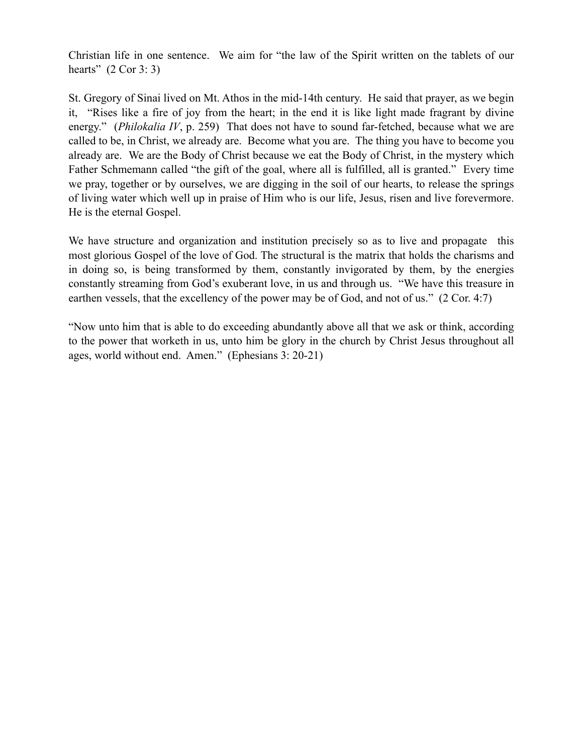Christian life in one sentence. We aim for "the law of the Spirit written on the tablets of our hearts" (2 Cor 3: 3)

St. Gregory of Sinai lived on Mt. Athos in the mid-14th century. He said that prayer, as we begin it, "Rises like a fire of joy from the heart; in the end it is like light made fragrant by divine energy." (*Philokalia IV*, p. 259) That does not have to sound far-fetched, because what we are called to be, in Christ, we already are. Become what you are. The thing you have to become you already are. We are the Body of Christ because we eat the Body of Christ, in the mystery which Father Schmemann called "the gift of the goal, where all is fulfilled, all is granted." Every time we pray, together or by ourselves, we are digging in the soil of our hearts, to release the springs of living water which well up in praise of Him who is our life, Jesus, risen and live forevermore. He is the eternal Gospel.

We have structure and organization and institution precisely so as to live and propagate this most glorious Gospel of the love of God. The structural is the matrix that holds the charisms and in doing so, is being transformed by them, constantly invigorated by them, by the energies constantly streaming from God's exuberant love, in us and through us. "We have this treasure in earthen vessels, that the excellency of the power may be of God, and not of us." (2 Cor. 4:7)

"Now unto him that is able to do exceeding abundantly above all that we ask or think, according to the power that worketh in us, unto him be glory in the church by Christ Jesus throughout all ages, world without end. Amen." (Ephesians 3: 20-21)